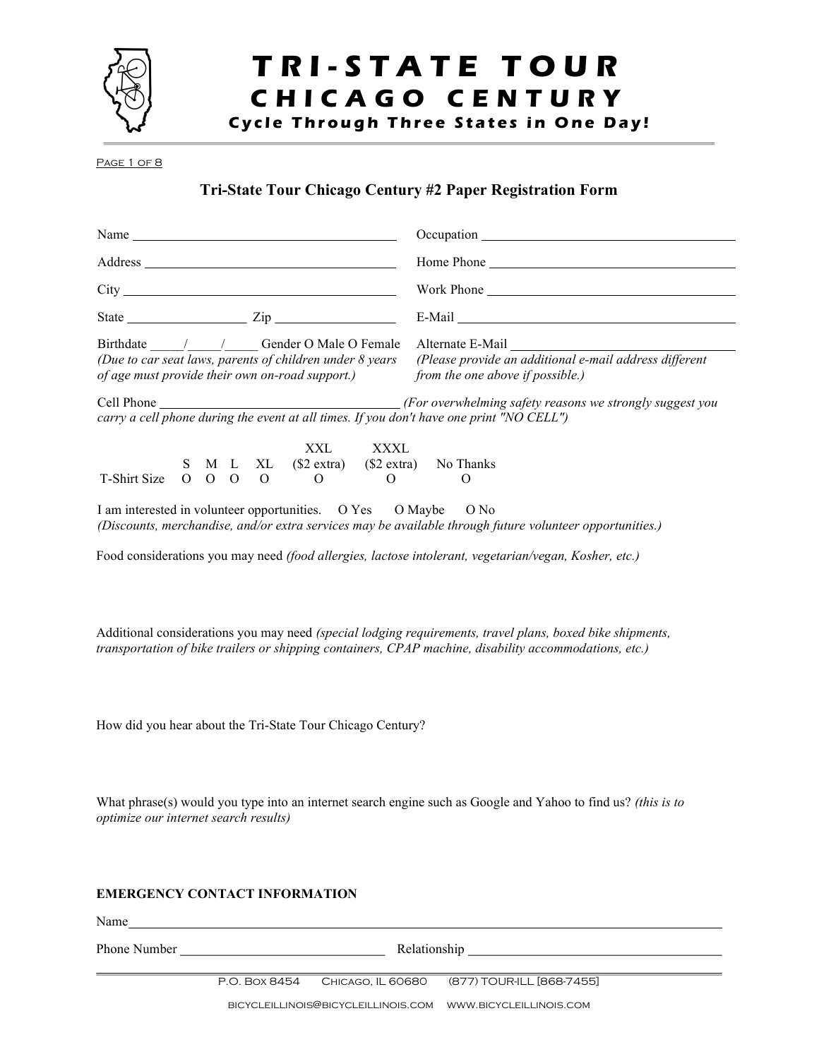# TRI-STATE TOUR
## CHICAGO CENTURY
**Cycle Through Three States in One Day!**

### Tri-State Tour Chicago Century #2 Paper Registration Form

Name ______________________________

Address ______________________________

City ______________________________

State ______________ Zip ______________

Birthdate _____/_____/_____ Gender O Male O Female
*(Due to car seat laws, parents of children under 8 years of age must provide their own on-road support.)*

Occupation ______________________________

Home Phone ______________________________

Work Phone ______________________________

E-Mail ______________________________

Alternate E-Mail ______________________________
*(Please provide an additional e-mail address different from the one above if possible.)*

Cell Phone ______________________________ *(For overwhelming safety reasons we strongly suggest you carry a cell phone during the event at all times. If you don't have one print "NO CELL")*

| | S | M | L | XL | XXL ($2 extra) | XXXL ($2 extra) | No Thanks |
|---|---|---|---|---|---|---|---|
| T-Shirt Size | O | O | O | O | O | O | O |

I am interested in volunteer opportunities. O Yes O Maybe O No
*(Discounts, merchandise, and/or extra services may be available through future volunteer opportunities.)*

Food considerations you may need *(food allergies, lactose intolerant, vegetarian/vegan, Kosher, etc.)*

Additional considerations you may need *(special lodging requirements, travel plans, boxed bike shipments, transportation of bike trailers or shipping containers, CPAP machine, disability accommodations, etc.)*

How did you hear about the Tri-State Tour Chicago Century?

What phrase(s) would you type into an internet search engine such as Google and Yahoo to find us? *(this is to optimize our internet search results)*

**EMERGENCY CONTACT INFORMATION**

Name ______________________________

Phone Number ______________________________ Relationship ______________________________

P.O. Box 8454 Chicago, IL 60680 (877) TOUR-ILL [868-7455]

bicycleillinois@bicycleillinois.com www.bicycleillinois.com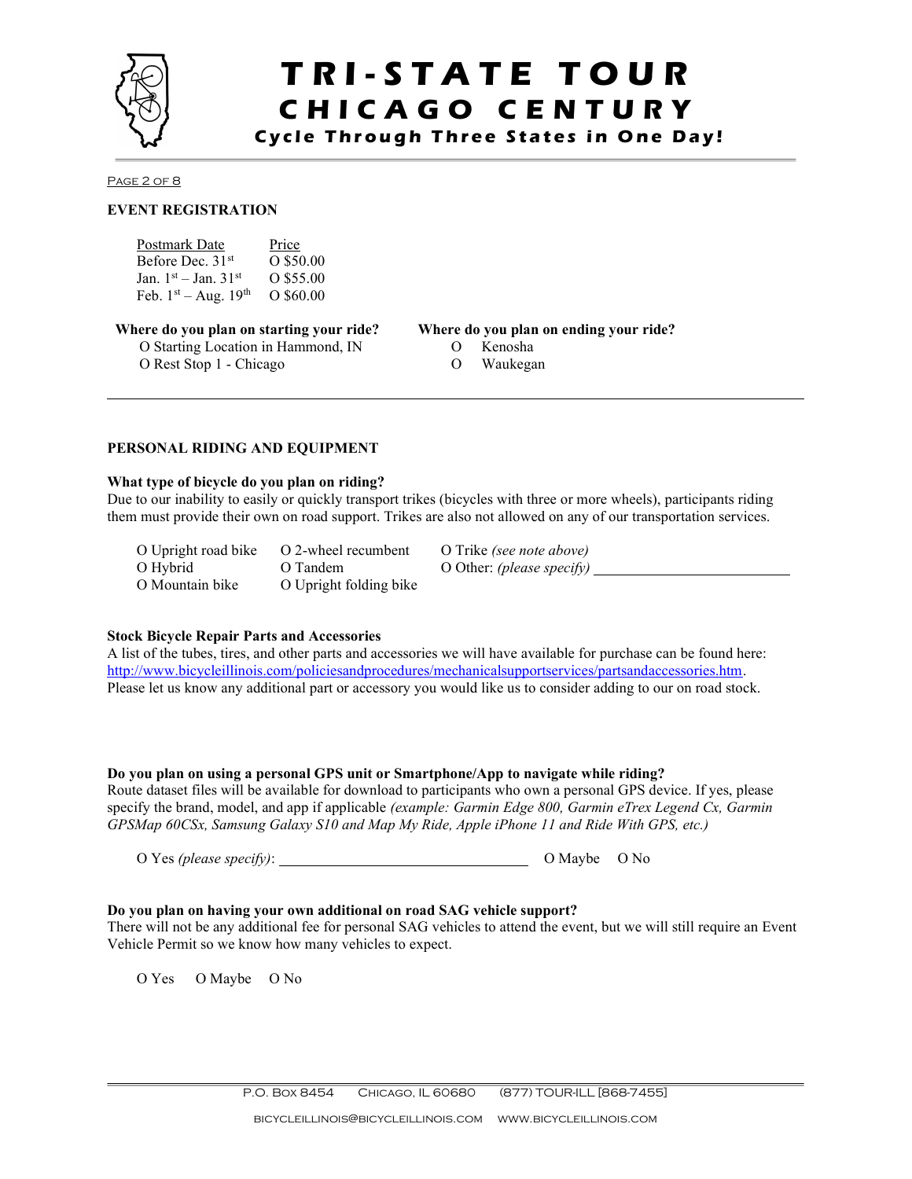# TRI-STATE TOUR
## CHICAGO CENTURY
### Cycle Through Three States in One Day!

## EVENT REGISTRATION

| Postmark Date | Price |
|---|---|
| Before Dec. 31st | O $50.00 |
| Jan. 1st – Jan. 31st | O $55.00 |
| Feb. 1st – Aug. 19th | O $60.00 |

**Where do you plan on starting your ride?**

O Starting Location in Hammond, IN
O Rest Stop 1 - Chicago

**Where do you plan on ending your ride?**

O Kenosha
O Waukegan

---

## PERSONAL RIDING AND EQUIPMENT

**What type of bicycle do you plan on riding?**

Due to our inability to easily or quickly transport trikes (bicycles with three or more wheels), participants riding them must provide their own on road support. Trikes are also not allowed on any of our transportation services.

O Upright road bike
O Hybrid
O Mountain bike
O 2-wheel recumbent
O Tandem
O Upright folding bike
O Trike *(see note above)*
O Other: *(please specify)* ______________________

**Stock Bicycle Repair Parts and Accessories**

A list of the tubes, tires, and other parts and accessories we will have available for purchase can be found here: http://www.bicycleillinois.com/policiesandprocedures/mechanicalsupportservices/partsandaccessories.htm. Please let us know any additional part or accessory you would like us to consider adding to our on road stock.

**Do you plan on using a personal GPS unit or Smartphone/App to navigate while riding?**

Route dataset files will be available for download to participants who own a personal GPS device. If yes, please specify the brand, model, and app if applicable *(example: Garmin Edge 800, Garmin eTrex Legend Cx, Garmin GPSMap 60CSx, Samsung Galaxy S10 and Map My Ride, Apple iPhone 11 and Ride With GPS, etc.)*

O Yes *(please specify)*: ______________________ O Maybe O No

**Do you plan on having your own additional on road SAG vehicle support?**

There will not be any additional fee for personal SAG vehicles to attend the event, but we will still require an Event Vehicle Permit so we know how many vehicles to expect.

O Yes O Maybe O No

P.O. Box 8454 Chicago, IL 60680 (877) TOUR-ILL [868-7455]

bicycleillinois@bicycleillinois.com www.bicycleillinois.com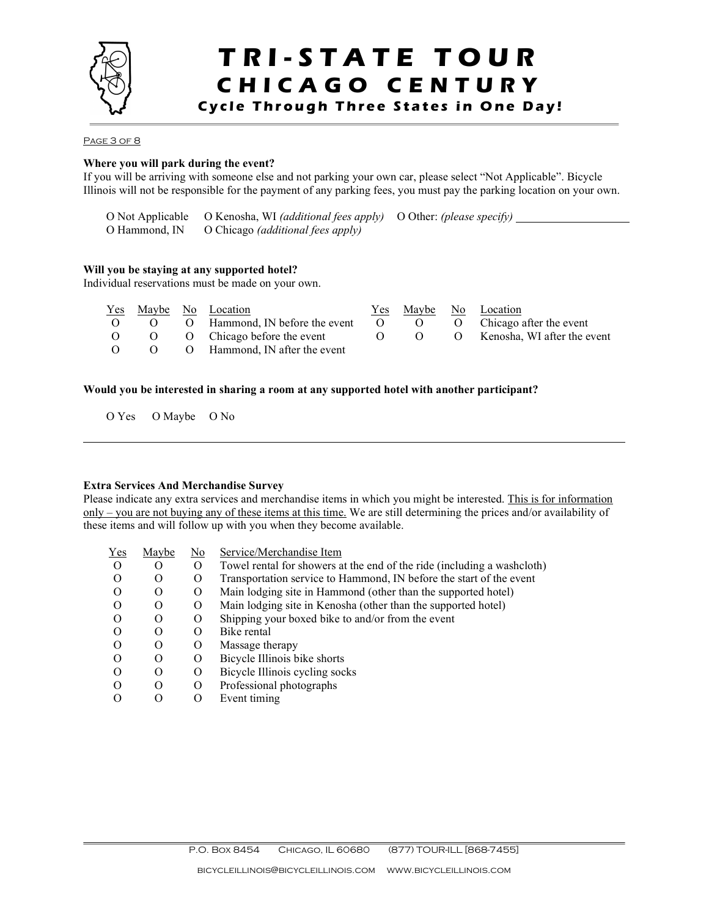**Where you will park during the event?**

If you will be arriving with someone else and not parking your own car, please select "Not Applicable". Bicycle Illinois will not be responsible for the payment of any parking fees, you must pay the parking location on your own.

O Not Applicable  O Kenosha, WI *(additional fees apply)*  O Other: *(please specify)* ____________________

O Hammond, IN  O Chicago *(additional fees apply)*

**Will you be staying at any supported hotel?**

Individual reservations must be made on your own.

| Yes | Maybe | No | Location | Yes | Maybe | No | Location |
|---|---|---|---|---|---|---|---|
| O | O | O | Hammond, IN before the event | O | O | O | Chicago after the event |
| O | O | O | Chicago before the event | O | O | O | Kenosha, WI after the event |
| O | O | O | Hammond, IN after the event | | | | |

**Would you be interested in sharing a room at any supported hotel with another participant?**

O Yes  O Maybe  O No

---

**Extra Services And Merchandise Survey**

Please indicate any extra services and merchandise items in which you might be interested. <u>This is for information only – you are not buying any of these items at this time.</u> We are still determining the prices and/or availability of these items and will follow up with you when they become available.

| Yes | Maybe | No | Service/Merchandise Item |
|---|---|---|---|
| O | O | O | Towel rental for showers at the end of the ride (including a washcloth) |
| O | O | O | Transportation service to Hammond, IN before the start of the event |
| O | O | O | Main lodging site in Hammond (other than the supported hotel) |
| O | O | O | Main lodging site in Kenosha (other than the supported hotel) |
| O | O | O | Shipping your boxed bike to and/or from the event |
| O | O | O | Bike rental |
| O | O | O | Massage therapy |
| O | O | O | Bicycle Illinois bike shorts |
| O | O | O | Bicycle Illinois cycling socks |
| O | O | O | Professional photographs |
| O | O | O | Event timing |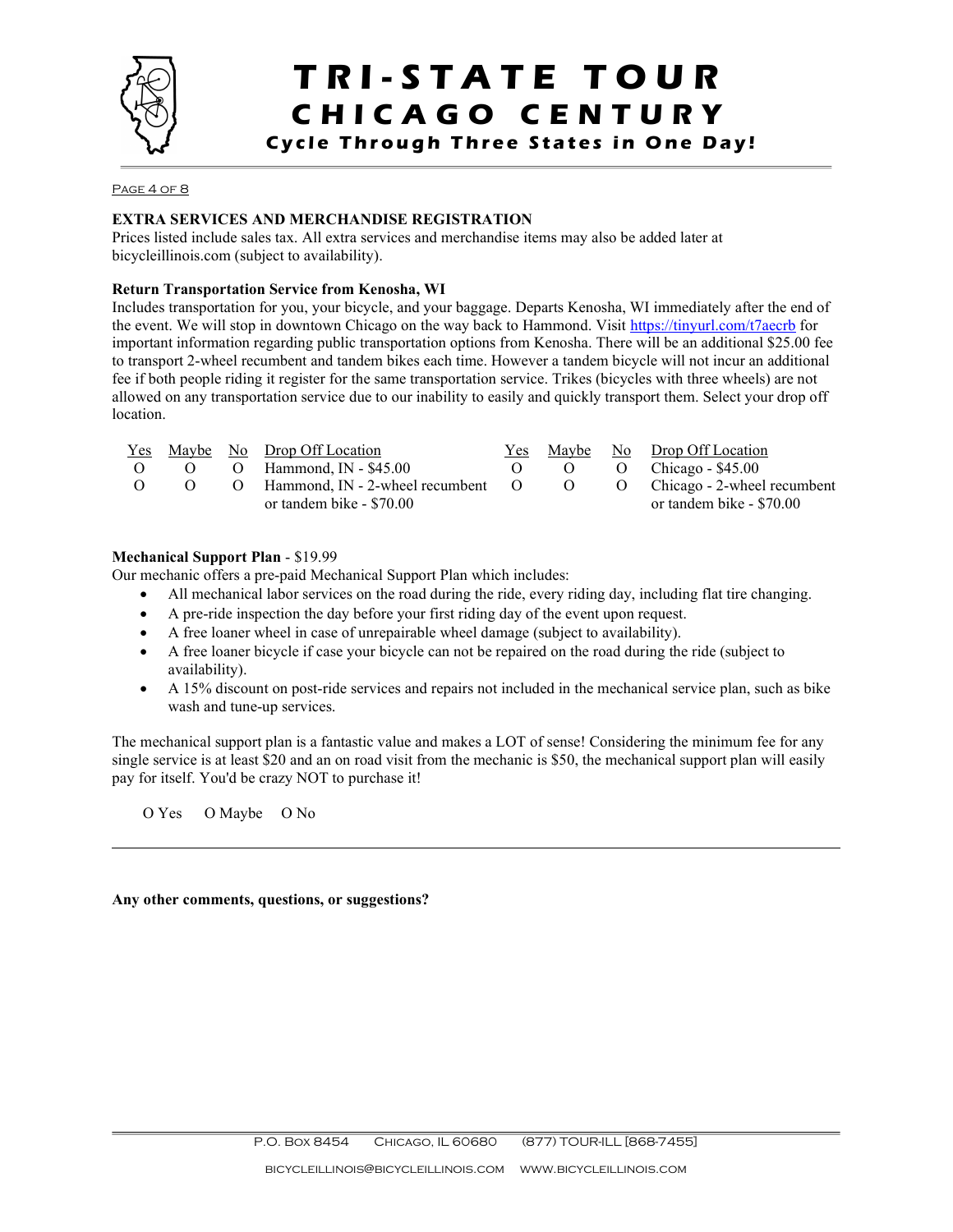## EXTRA SERVICES AND MERCHANDISE REGISTRATION

Prices listed include sales tax. All extra services and merchandise items may also be added later at bicycleillinois.com (subject to availability).

### Return Transportation Service from Kenosha, WI

Includes transportation for you, your bicycle, and your baggage. Departs Kenosha, WI immediately after the end of the event. We will stop in downtown Chicago on the way back to Hammond. Visit https://tinyurl.com/t7aecrb for important information regarding public transportation options from Kenosha. There will be an additional $25.00 fee to transport 2-wheel recumbent and tandem bikes each time. However a tandem bicycle will not incur an additional fee if both people riding it register for the same transportation service. Trikes (bicycles with three wheels) are not allowed on any transportation service due to our inability to easily and quickly transport them. Select your drop off location.

| Yes | Maybe | No | Drop Off Location | Yes | Maybe | No | Drop Off Location |
|---|---|---|---|---|---|---|---|
| O | O | O | Hammond, IN - $45.00 | O | O | O | Chicago - $45.00 |
| O | O | O | Hammond, IN - 2-wheel recumbent or tandem bike - $70.00 | O | O | O | Chicago - 2-wheel recumbent or tandem bike - $70.00 |

### Mechanical Support Plan - $19.99

Our mechanic offers a pre-paid Mechanical Support Plan which includes:

- All mechanical labor services on the road during the ride, every riding day, including flat tire changing.
- A pre-ride inspection the day before your first riding day of the event upon request.
- A free loaner wheel in case of unrepairable wheel damage (subject to availability).
- A free loaner bicycle if case your bicycle can not be repaired on the road during the ride (subject to availability).
- A 15% discount on post-ride services and repairs not included in the mechanical service plan, such as bike wash and tune-up services.

The mechanical support plan is a fantastic value and makes a LOT of sense! Considering the minimum fee for any single service is at least $20 and an on road visit from the mechanic is $50, the mechanical support plan will easily pay for itself. You'd be crazy NOT to purchase it!

O Yes O Maybe O No

---

**Any other comments, questions, or suggestions?**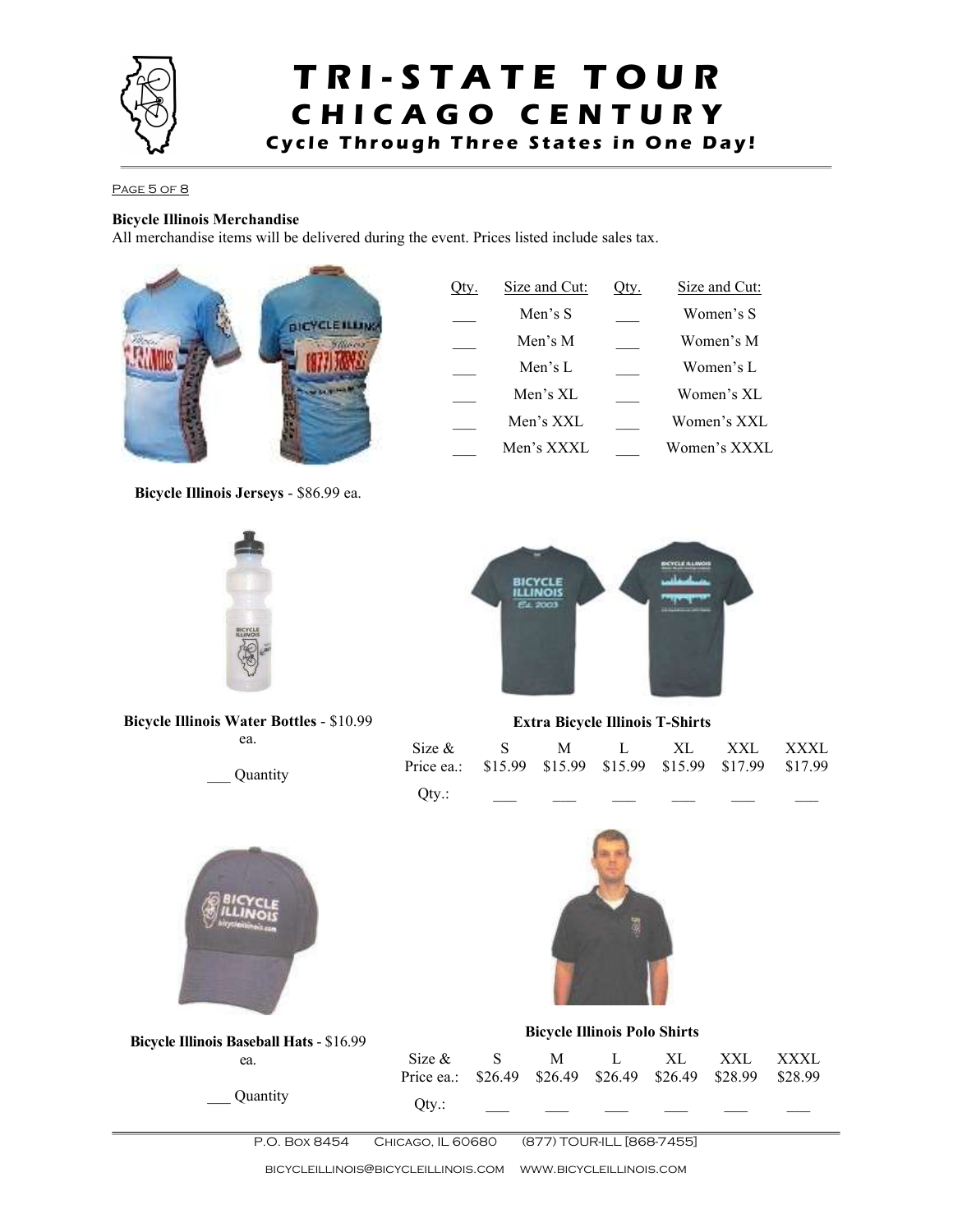**Bicycle Illinois Merchandise**

All merchandise items will be delivered during the event. Prices listed include sales tax.

| Qty. | Size and Cut: | Qty. | Size and Cut: |
|---|---|---|---|
| ___ | Men's S | ___ | Women's S |
| ___ | Men's M | ___ | Women's M |
| ___ | Men's L | ___ | Women's L |
| ___ | Men's XL | ___ | Women's XL |
| ___ | Men's XXL | ___ | Women's XXL |
| ___ | Men's XXXL | ___ | Women's XXXL |

**Bicycle Illinois Jerseys** - $86.99 ea.

**Bicycle Illinois Water Bottles** - $10.99 ea.

___ Quantity

**Extra Bicycle Illinois T-Shirts**

| Size & Price ea.: | S $15.99 | M $15.99 | L $15.99 | XL $15.99 | XXL $17.99 | XXXL $17.99 |
|---|---|---|---|---|---|---|
| Qty.: | ___ | ___ | ___ | ___ | ___ | ___ |

**Bicycle Illinois Baseball Hats** - $16.99 ea.

___ Quantity

**Bicycle Illinois Polo Shirts**

| Size & Price ea.: | S $26.49 | M $26.49 | L $26.49 | XL $26.49 | XXL $28.99 | XXXL $28.99 |
|---|---|---|---|---|---|---|
| Qty.: | ___ | ___ | ___ | ___ | ___ | ___ |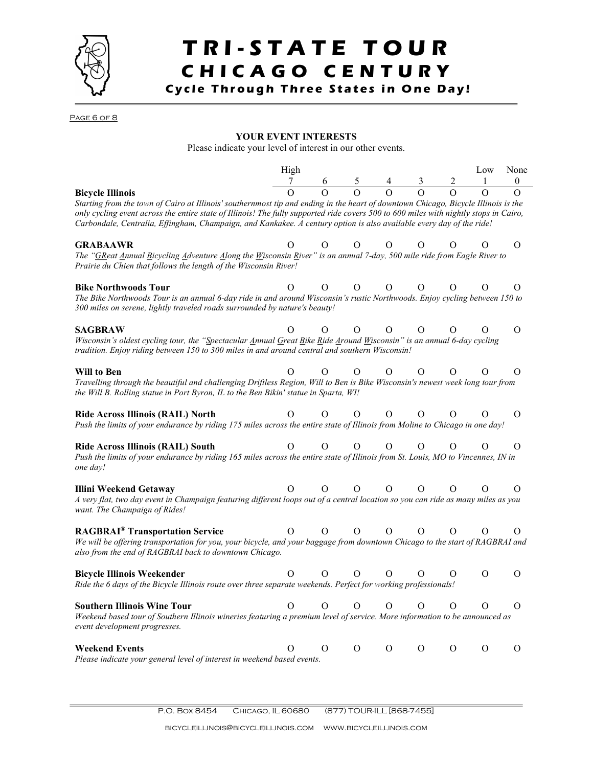# TRI-STATE TOUR
## CHICAGO CENTURY
### Cycle Through Three States in One Day!

**YOUR EVENT INTERESTS**

Please indicate your level of interest in our other events.

| | High 7 | 6 | 5 | 4 | 3 | 2 | Low 1 | None 0 |
|---|---|---|---|---|---|---|---|---|
| **Bicycle Illinois** | O | O | O | O | O | O | O | O |
| **GRABAAWR** | O | O | O | O | O | O | O | O |
| **Bike Northwoods Tour** | O | O | O | O | O | O | O | O |
| **SAGBRAW** | O | O | O | O | O | O | O | O |
| **Will to Ben** | O | O | O | O | O | O | O | O |
| **Ride Across Illinois (RAIL) North** | O | O | O | O | O | O | O | O |
| **Ride Across Illinois (RAIL) South** | O | O | O | O | O | O | O | O |
| **Illini Weekend Getaway** | O | O | O | O | O | O | O | O |
| **RAGBRAI® Transportation Service** | O | O | O | O | O | O | O | O |
| **Bicycle Illinois Weekender** | O | O | O | O | O | O | O | O |
| **Southern Illinois Wine Tour** | O | O | O | O | O | O | O | O |
| **Weekend Events** | O | O | O | O | O | O | O | O |

**Bicycle Illinois**
*Starting from the town of Cairo at Illinois' southernmost tip and ending in the heart of downtown Chicago, Bicycle Illinois is the only cycling event across the entire state of Illinois! The fully supported ride covers 500 to 600 miles with nightly stops in Cairo, Carbondale, Centralia, Effingham, Champaign, and Kankakee. A century option is also available every day of the ride!*

**GRABAAWR**
*The "GReat Annual Bicycling Adventure Along the Wisconsin River" is an annual 7-day, 500 mile ride from Eagle River to Prairie du Chien that follows the length of the Wisconsin River!*

**Bike Northwoods Tour**
*The Bike Northwoods Tour is an annual 6-day ride in and around Wisconsin's rustic Northwoods. Enjoy cycling between 150 to 300 miles on serene, lightly traveled roads surrounded by nature's beauty!*

**SAGBRAW**
*Wisconsin's oldest cycling tour, the "Spectacular Annual Great Bike Ride Around Wisconsin" is an annual 6-day cycling tradition. Enjoy riding between 150 to 300 miles in and around central and southern Wisconsin!*

**Will to Ben**
*Travelling through the beautiful and challenging Driftless Region, Will to Ben is Bike Wisconsin's newest week long tour from the Will B. Rolling statue in Port Byron, IL to the Ben Bikin' statue in Sparta, WI!*

**Ride Across Illinois (RAIL) North**
*Push the limits of your endurance by riding 175 miles across the entire state of Illinois from Moline to Chicago in one day!*

**Ride Across Illinois (RAIL) South**
*Push the limits of your endurance by riding 165 miles across the entire state of Illinois from St. Louis, MO to Vincennes, IN in one day!*

**Illini Weekend Getaway**
*A very flat, two day event in Champaign featuring different loops out of a central location so you can ride as many miles as you want. The Champaign of Rides!*

**RAGBRAI® Transportation Service**
*We will be offering transportation for you, your bicycle, and your baggage from downtown Chicago to the start of RAGBRAI and also from the end of RAGBRAI back to downtown Chicago.*

**Bicycle Illinois Weekender**
*Ride the 6 days of the Bicycle Illinois route over three separate weekends. Perfect for working professionals!*

**Southern Illinois Wine Tour**
*Weekend based tour of Southern Illinois wineries featuring a premium level of service. More information to be announced as event development progresses.*

**Weekend Events**
*Please indicate your general level of interest in weekend based events.*

P.O. Box 8454 Chicago, IL 60680 (877) TOUR-ILL [868-7455]

bicycleillinois@bicycleillinois.com www.bicycleillinois.com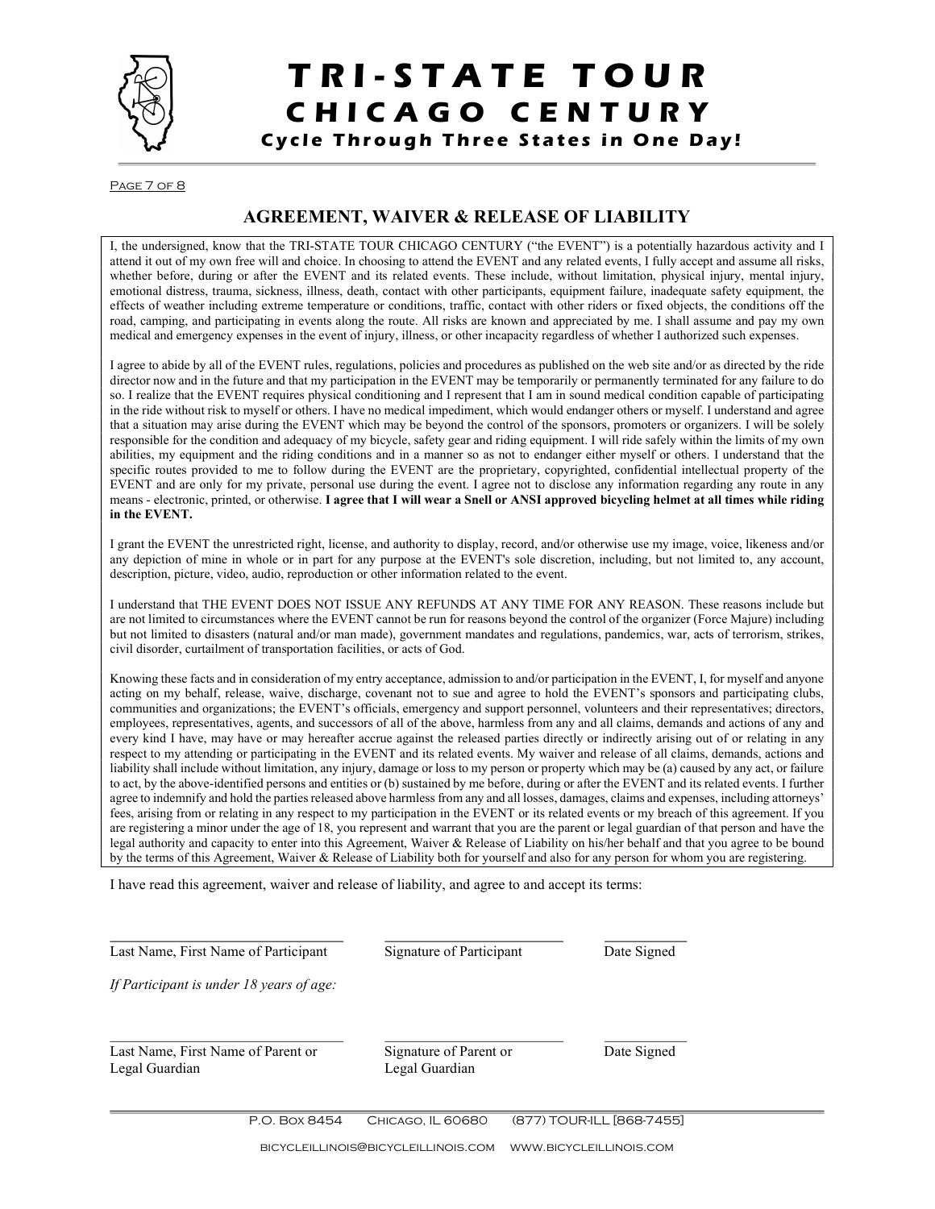# TRI-STATE TOUR
## CHICAGO CENTURY
### Cycle Through Three States in One Day!

## AGREEMENT, WAIVER & RELEASE OF LIABILITY

I, the undersigned, know that the TRI-STATE TOUR CHICAGO CENTURY ("the EVENT") is a potentially hazardous activity and I attend it out of my own free will and choice. In choosing to attend the EVENT and any related events, I fully accept and assume all risks, whether before, during or after the EVENT and its related events. These include, without limitation, physical injury, mental injury, emotional distress, trauma, sickness, illness, death, contact with other participants, equipment failure, inadequate safety equipment, the effects of weather including extreme temperature or conditions, traffic, contact with other riders or fixed objects, the conditions off the road, camping, and participating in events along the route. All risks are known and appreciated by me. I shall assume and pay my own medical and emergency expenses in the event of injury, illness, or other incapacity regardless of whether I authorized such expenses.

I agree to abide by all of the EVENT rules, regulations, policies and procedures as published on the web site and/or as directed by the ride director now and in the future and that my participation in the EVENT may be temporarily or permanently terminated for any failure to do so. I realize that the EVENT requires physical conditioning and I represent that I am in sound medical condition capable of participating in the ride without risk to myself or others. I have no medical impediment, which would endanger others or myself. I understand and agree that a situation may arise during the EVENT which may be beyond the control of the sponsors, promoters or organizers. I will be solely responsible for the condition and adequacy of my bicycle, safety gear and riding equipment. I will ride safely within the limits of my own abilities, my equipment and the riding conditions and in a manner so as not to endanger either myself or others. I understand that the specific routes provided to me to follow during the EVENT are the proprietary, copyrighted, confidential intellectual property of the EVENT and are only for my private, personal use during the event. I agree not to disclose any information regarding any route in any means - electronic, printed, or otherwise. **I agree that I will wear a Snell or ANSI approved bicycling helmet at all times while riding in the EVENT.**

I grant the EVENT the unrestricted right, license, and authority to display, record, and/or otherwise use my image, voice, likeness and/or any depiction of mine in whole or in part for any purpose at the EVENT's sole discretion, including, but not limited to, any account, description, picture, video, audio, reproduction or other information related to the event.

I understand that THE EVENT DOES NOT ISSUE ANY REFUNDS AT ANY TIME FOR ANY REASON. These reasons include but are not limited to circumstances where the EVENT cannot be run for reasons beyond the control of the organizer (Force Majure) including but not limited to disasters (natural and/or man made), government mandates and regulations, pandemics, war, acts of terrorism, strikes, civil disorder, curtailment of transportation facilities, or acts of God.

Knowing these facts and in consideration of my entry acceptance, admission to and/or participation in the EVENT, I, for myself and anyone acting on my behalf, release, waive, discharge, covenant not to sue and agree to hold the EVENT's sponsors and participating clubs, communities and organizations; the EVENT's officials, emergency and support personnel, volunteers and their representatives; directors, employees, representatives, agents, and successors of all of the above, harmless from any and all claims, demands and actions of any and every kind I have, may have or may hereafter accrue against the released parties directly or indirectly arising out of or relating in any respect to my attending or participating in the EVENT and its related events. My waiver and release of all claims, demands, actions and liability shall include without limitation, any injury, damage or loss to my person or property which may be (a) caused by any act, or failure to act, by the above-identified persons and entities or (b) sustained by me before, during or after the EVENT and its related events. I further agree to indemnify and hold the parties released above harmless from any and all losses, damages, claims and expenses, including attorneys' fees, arising from or relating in any respect to my participation in the EVENT or its related events or my breach of this agreement. If you are registering a minor under the age of 18, you represent and warrant that you are the parent or legal guardian of that person and have the legal authority and capacity to enter into this Agreement, Waiver & Release of Liability on his/her behalf and that you agree to be bound by the terms of this Agreement, Waiver & Release of Liability both for yourself and also for any person for whom you are registering.

I have read this agreement, waiver and release of liability, and agree to and accept its terms:

| | | |
|---|---|---|
| Last Name, First Name of Participant | Signature of Participant | Date Signed |

*If Participant is under 18 years of age:*

| | | |
|---|---|---|
| Last Name, First Name of Parent or Legal Guardian | Signature of Parent or Legal Guardian | Date Signed |

P.O. Box 8454 Chicago, IL 60680 (877) TOUR-ILL [868-7455]

bicycleillinois@bicycleillinois.com www.bicycleillinois.com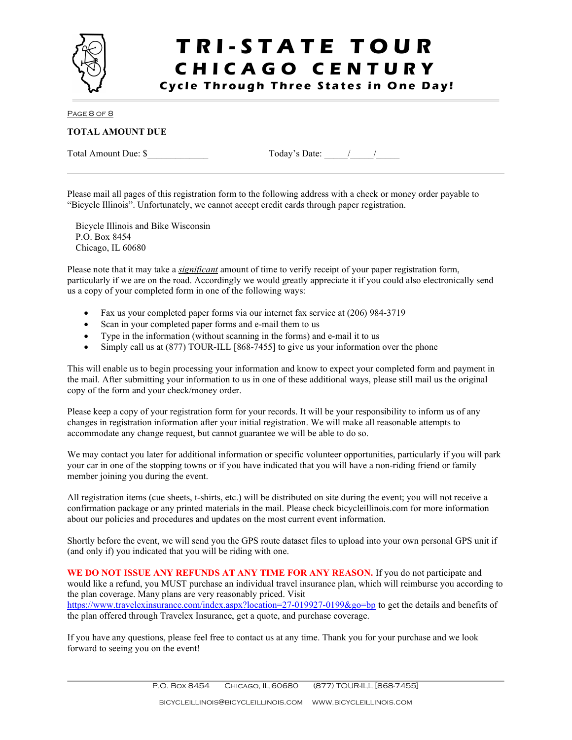**TOTAL AMOUNT DUE**

Total Amount Due: $_____________ Today's Date: _____/_____/_____

---

Please mail all pages of this registration form to the following address with a check or money order payable to "Bicycle Illinois". Unfortunately, we cannot accept credit cards through paper registration.

Bicycle Illinois and Bike Wisconsin
P.O. Box 8454
Chicago, IL 60680

Please note that it may take a ***significant*** amount of time to verify receipt of your paper registration form, particularly if we are on the road. Accordingly we would greatly appreciate it if you could also electronically send us a copy of your completed form in one of the following ways:

- Fax us your completed paper forms via our internet fax service at (206) 984-3719
- Scan in your completed paper forms and e-mail them to us
- Type in the information (without scanning in the forms) and e-mail it to us
- Simply call us at (877) TOUR-ILL [868-7455] to give us your information over the phone

This will enable us to begin processing your information and know to expect your completed form and payment in the mail. After submitting your information to us in one of these additional ways, please still mail us the original copy of the form and your check/money order.

Please keep a copy of your registration form for your records. It will be your responsibility to inform us of any changes in registration information after your initial registration. We will make all reasonable attempts to accommodate any change request, but cannot guarantee we will be able to do so.

We may contact you later for additional information or specific volunteer opportunities, particularly if you will park your car in one of the stopping towns or if you have indicated that you will have a non-riding friend or family member joining you during the event.

All registration items (cue sheets, t-shirts, etc.) will be distributed on site during the event; you will not receive a confirmation package or any printed materials in the mail. Please check bicycleillinois.com for more information about our policies and procedures and updates on the most current event information.

Shortly before the event, we will send you the GPS route dataset files to upload into your own personal GPS unit if (and only if) you indicated that you will be riding with one.

**WE DO NOT ISSUE ANY REFUNDS AT ANY TIME FOR ANY REASON.** If you do not participate and would like a refund, you MUST purchase an individual travel insurance plan, which will reimburse you according to the plan coverage. Many plans are very reasonably priced. Visit https://www.travelexinsurance.com/index.aspx?location=27-019927-0199&go=bp to get the details and benefits of the plan offered through Travelex Insurance, get a quote, and purchase coverage.

If you have any questions, please feel free to contact us at any time. Thank you for your purchase and we look forward to seeing you on the event!